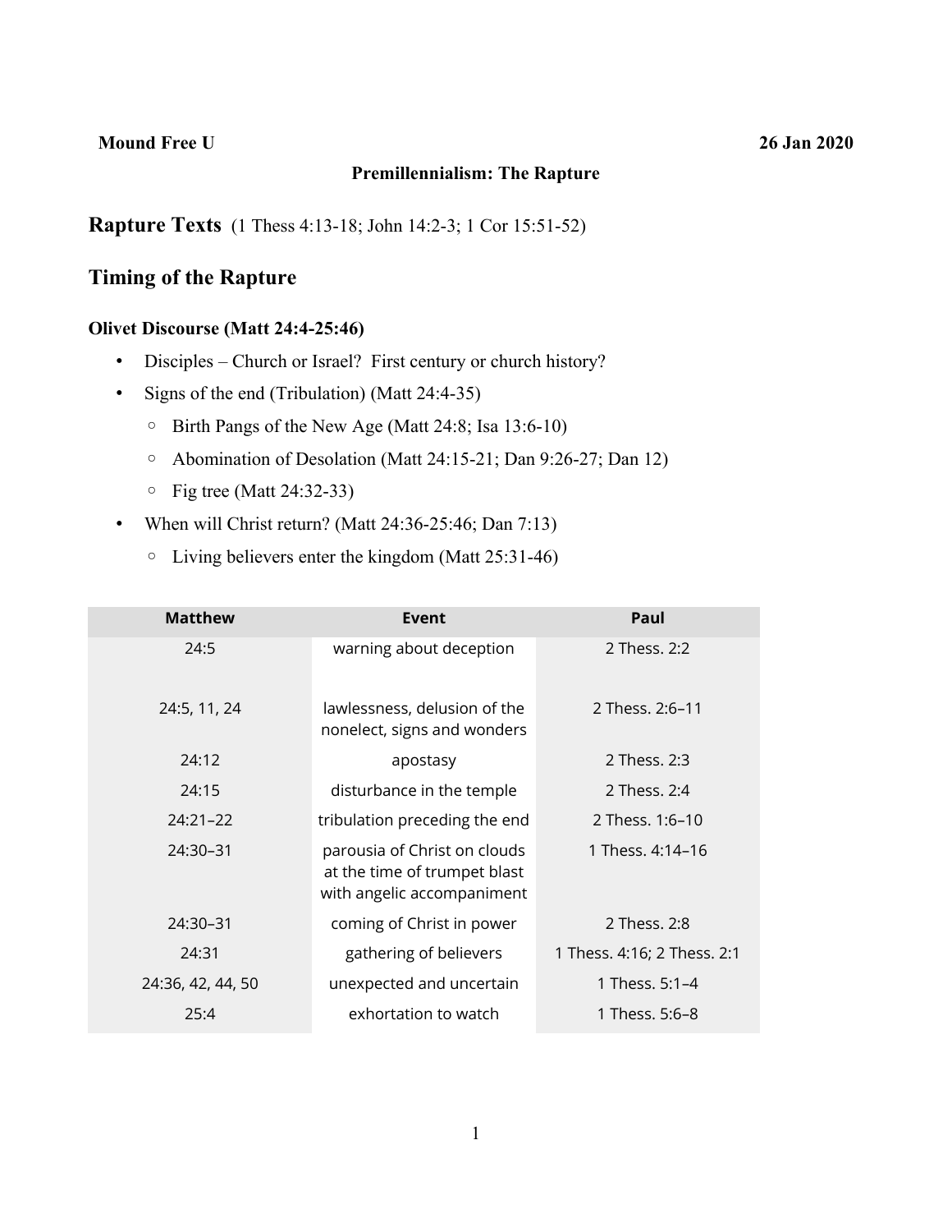**Mound Free U** **26 Jan 2020**

**Premillennialism: The Rapture**

## Rapture Texts (1 Thess 4:13-18; John 14:2-3; 1 Cor 15:51-52)

## Timing of the Rapture

### Olivet Discourse (Matt 24:4-25:46)

- Disciples – Church or Israel? First century or church history?
- Signs of the end (Tribulation) (Matt 24:4-35)
  - Birth Pangs of the New Age (Matt 24:8; Isa 13:6-10)
  - Abomination of Desolation (Matt 24:15-21; Dan 9:26-27; Dan 12)
  - Fig tree (Matt 24:32-33)
- When will Christ return? (Matt 24:36-25:46; Dan 7:13)
  - Living believers enter the kingdom (Matt 25:31-46)

| Matthew | Event | Paul |
| --- | --- | --- |
| 24:5 | warning about deception | 2 Thess. 2:2 |
| 24:5, 11, 24 | lawlessness, delusion of the nonelect, signs and wonders | 2 Thess. 2:6–11 |
| 24:12 | apostasy | 2 Thess. 2:3 |
| 24:15 | disturbance in the temple | 2 Thess. 2:4 |
| 24:21–22 | tribulation preceding the end | 2 Thess. 1:6–10 |
| 24:30–31 | parousia of Christ on clouds at the time of trumpet blast with angelic accompaniment | 1 Thess. 4:14–16 |
| 24:30–31 | coming of Christ in power | 2 Thess. 2:8 |
| 24:31 | gathering of believers | 1 Thess. 4:16; 2 Thess. 2:1 |
| 24:36, 42, 44, 50 | unexpected and uncertain | 1 Thess. 5:1–4 |
| 25:4 | exhortation to watch | 1 Thess. 5:6–8 |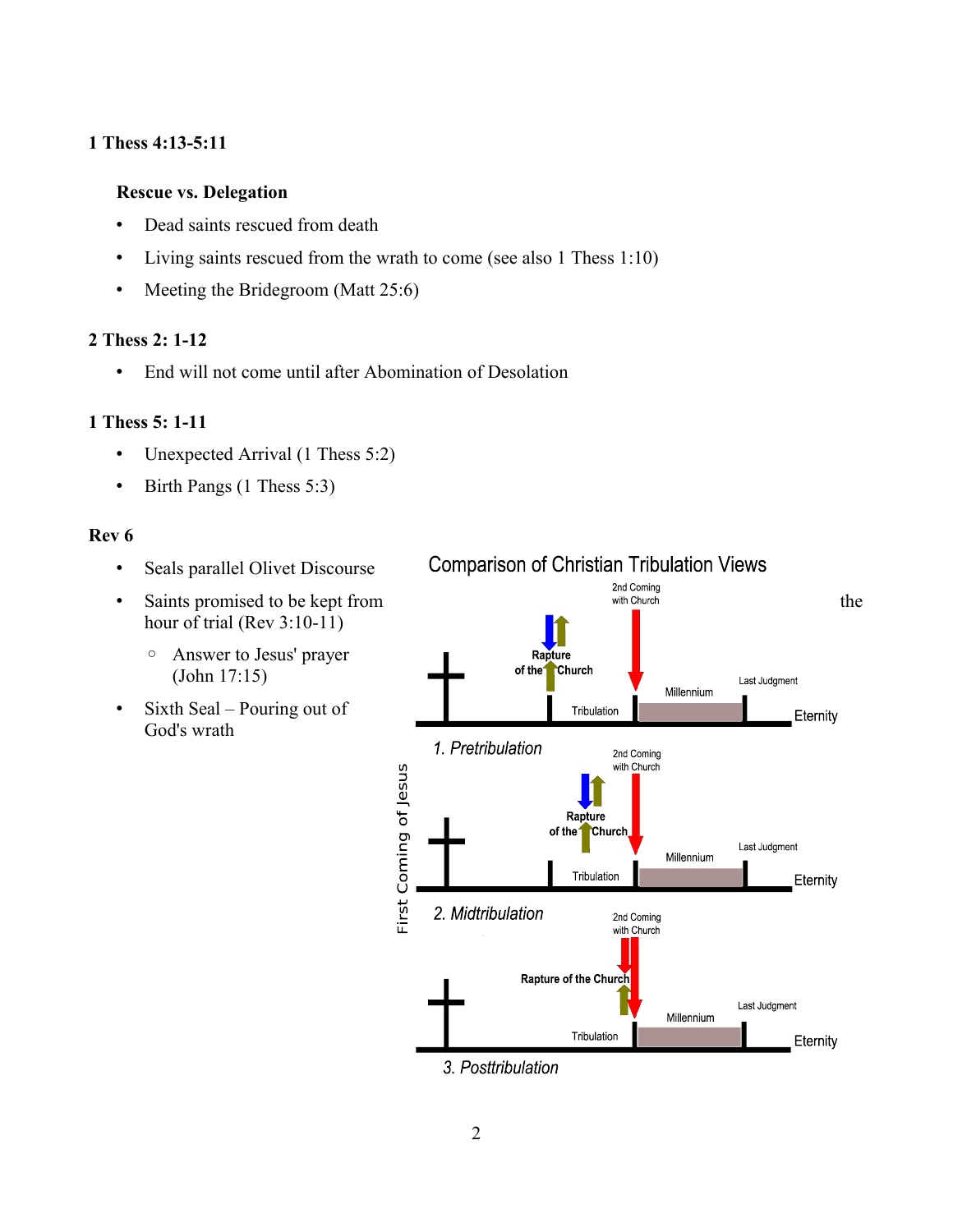**1 Thess 4:13-5:11**

**Rescue vs. Delegation**

- Dead saints rescued from death
- Living saints rescued from the wrath to come (see also 1 Thess 1:10)
- Meeting the Bridegroom (Matt 25:6)

**2 Thess 2: 1-12**

- End will not come until after Abomination of Desolation

**1 Thess 5: 1-11**

- Unexpected Arrival (1 Thess 5:2)
- Birth Pangs (1 Thess 5:3)

**Rev 6**

- Seals parallel Olivet Discourse
- Saints promised to be kept from the hour of trial (Rev 3:10-11)
  - Answer to Jesus' prayer (John 17:15)
- Sixth Seal – Pouring out of God's wrath

Comparison of Christian Tribulation Views

1. Pretribulation

2. Midtribulation

3. Posttribulation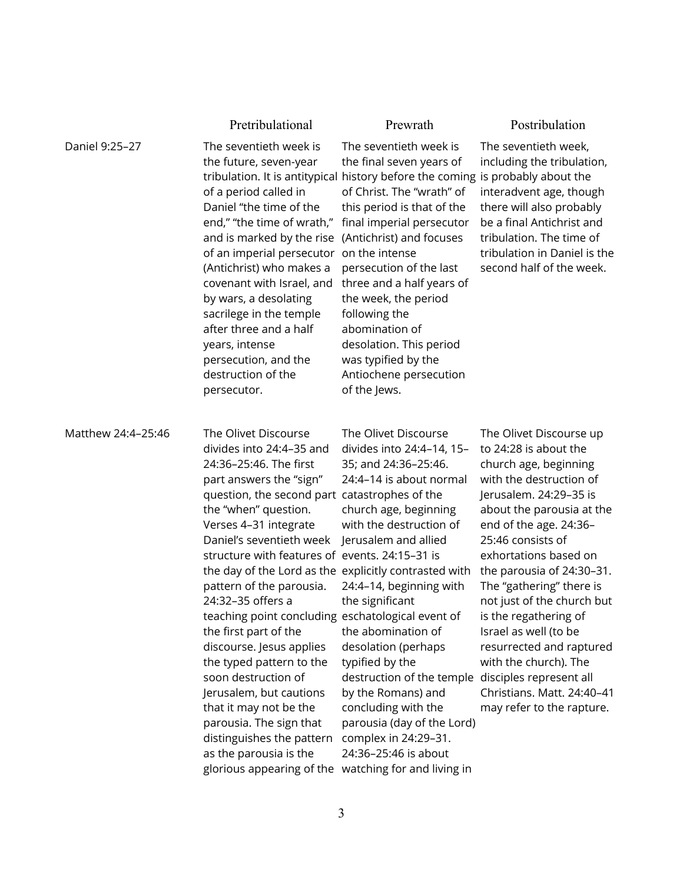| | Pretribulational | Prewrath | Postribulation |
|---|---|---|---|
| Daniel 9:25–27 | The seventieth week is the future, seven-year tribulation. It is antitypical of a period called in Daniel "the time of the end," "the time of wrath," and is marked by the rise of an imperial persecutor (Antichrist) who makes a covenant with Israel, and by wars, a desolating sacrilege in the temple after three and a half years, intense persecution, and the destruction of the persecutor. | The seventieth week is the final seven years of history before the coming of Christ. The "wrath" of this period is that of the final imperial persecutor (Antichrist) and focuses on the intense persecution of the last three and a half years of the week, the period following the abomination of desolation. This period was typified by the Antiochene persecution of the Jews. | The seventieth week, including the tribulation, is probably about the interadvent age, though there will also probably be a final Antichrist and tribulation. The time of tribulation in Daniel is the second half of the week. |
| Matthew 24:4–25:46 | The Olivet Discourse divides into 24:4–35 and 24:36–25:46. The first part answers the "sign" question, the second part the "when" question. Verses 4–31 integrate Daniel's seventieth week structure with features of the day of the Lord as the pattern of the parousia. 24:32–35 offers a teaching point concluding the first part of the discourse. Jesus applies the typed pattern to the soon destruction of Jerusalem, but cautions that it may not be the parousia. The sign that distinguishes the pattern as the parousia is the glorious appearing of the | The Olivet Discourse divides into 24:4–14, 15–35; and 24:36–25:46. 24:4–14 is about normal catastrophes of the church age, beginning with the destruction of Jerusalem and allied events. 24:15–31 is explicitly contrasted with 24:4–14, beginning with the significant eschatological event of the abomination of desolation (perhaps typified by the destruction of the temple by the Romans) and concluding with the parousia (day of the Lord) complex in 24:29–31. 24:36–25:46 is about watching for and living in | The Olivet Discourse up to 24:28 is about the church age, beginning with the destruction of Jerusalem. 24:29–35 is about the parousia at the end of the age. 24:36–25:46 consists of exhortations based on the parousia of 24:30–31. The "gathering" there is not just of the church but is the regathering of Israel as well (to be resurrected and raptured with the church). The disciples represent all Christians. Matt. 24:40–41 may refer to the rapture. |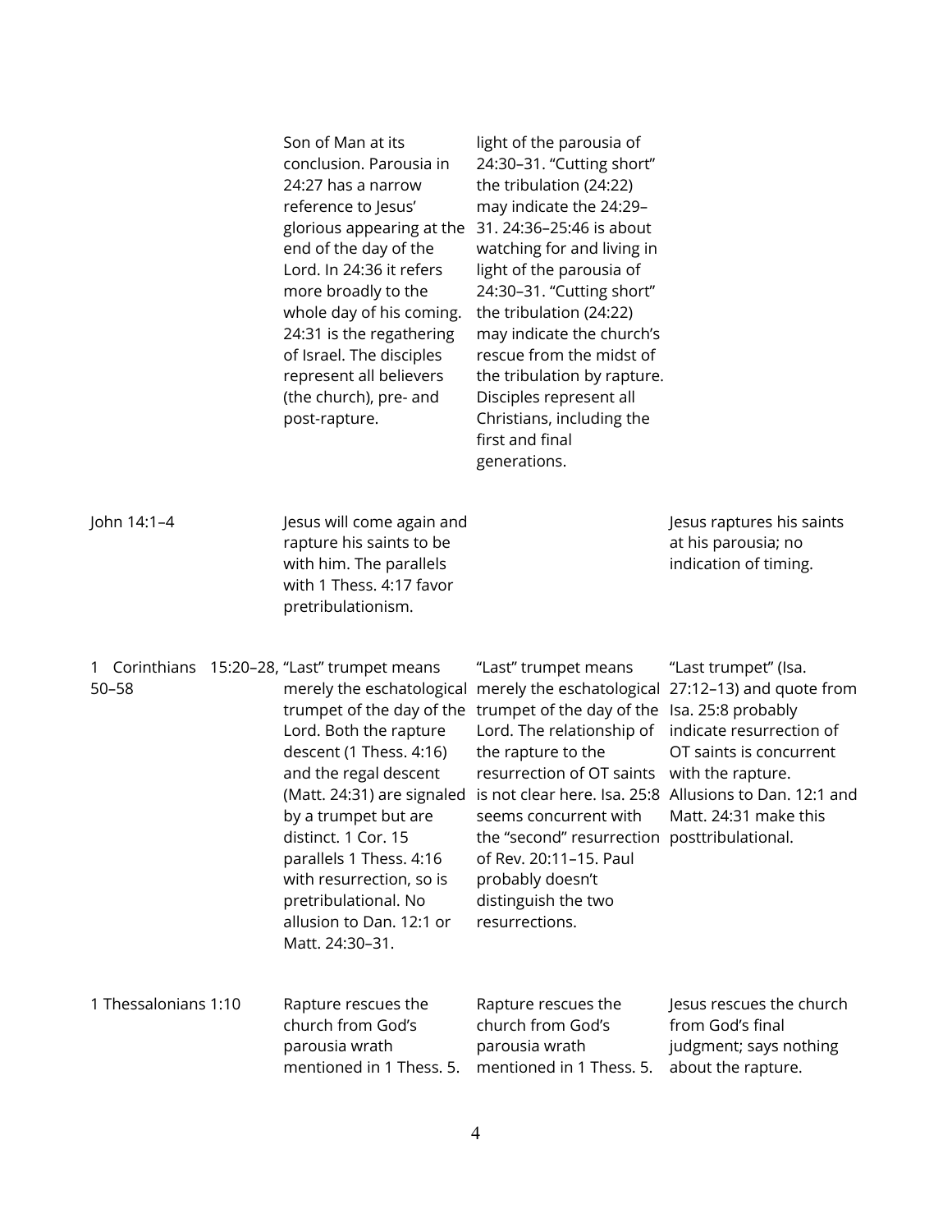| | | | |
|---|---|---|---|
| | Son of Man at its conclusion. Parousia in 24:27 has a narrow reference to Jesus' glorious appearing at the end of the day of the Lord. In 24:36 it refers more broadly to the whole day of his coming. 24:31 is the regathering of Israel. The disciples represent all believers (the church), pre- and post-rapture. | light of the parousia of 24:30–31. "Cutting short" the tribulation (24:22) may indicate the 24:29–31. 24:36–25:46 is about watching for and living in light of the parousia of 24:30–31. "Cutting short" the tribulation (24:22) may indicate the church's rescue from the midst of the tribulation by rapture. Disciples represent all Christians, including the first and final generations. | |
| John 14:1–4 | Jesus will come again and rapture his saints to be with him. The parallels with 1 Thess. 4:17 favor pretribulationism. | | Jesus raptures his saints at his parousia; no indication of timing. |
| 1 Corinthians 15:20–28, 50–58 | "Last" trumpet means merely the eschatological trumpet of the day of the Lord. Both the rapture descent (1 Thess. 4:16) and the regal descent (Matt. 24:31) are signaled by a trumpet but are distinct. 1 Cor. 15 parallels 1 Thess. 4:16 with resurrection, so is pretribulational. No allusion to Dan. 12:1 or Matt. 24:30–31. | "Last" trumpet means merely the eschatological trumpet of the day of the Lord. The relationship of the rapture to the resurrection of OT saints is not clear here. Isa. 25:8 seems concurrent with the "second" resurrection of Rev. 20:11–15. Paul probably doesn't distinguish the two resurrections. | "Last trumpet" (Isa. 27:12–13) and quote from Isa. 25:8 probably indicate resurrection of OT saints is concurrent with the rapture. Allusions to Dan. 12:1 and Matt. 24:31 make this posttribulational. |
| 1 Thessalonians 1:10 | Rapture rescues the church from God's parousia wrath mentioned in 1 Thess. 5. | Rapture rescues the church from God's parousia wrath mentioned in 1 Thess. 5. | Jesus rescues the church from God's final judgment; says nothing about the rapture. |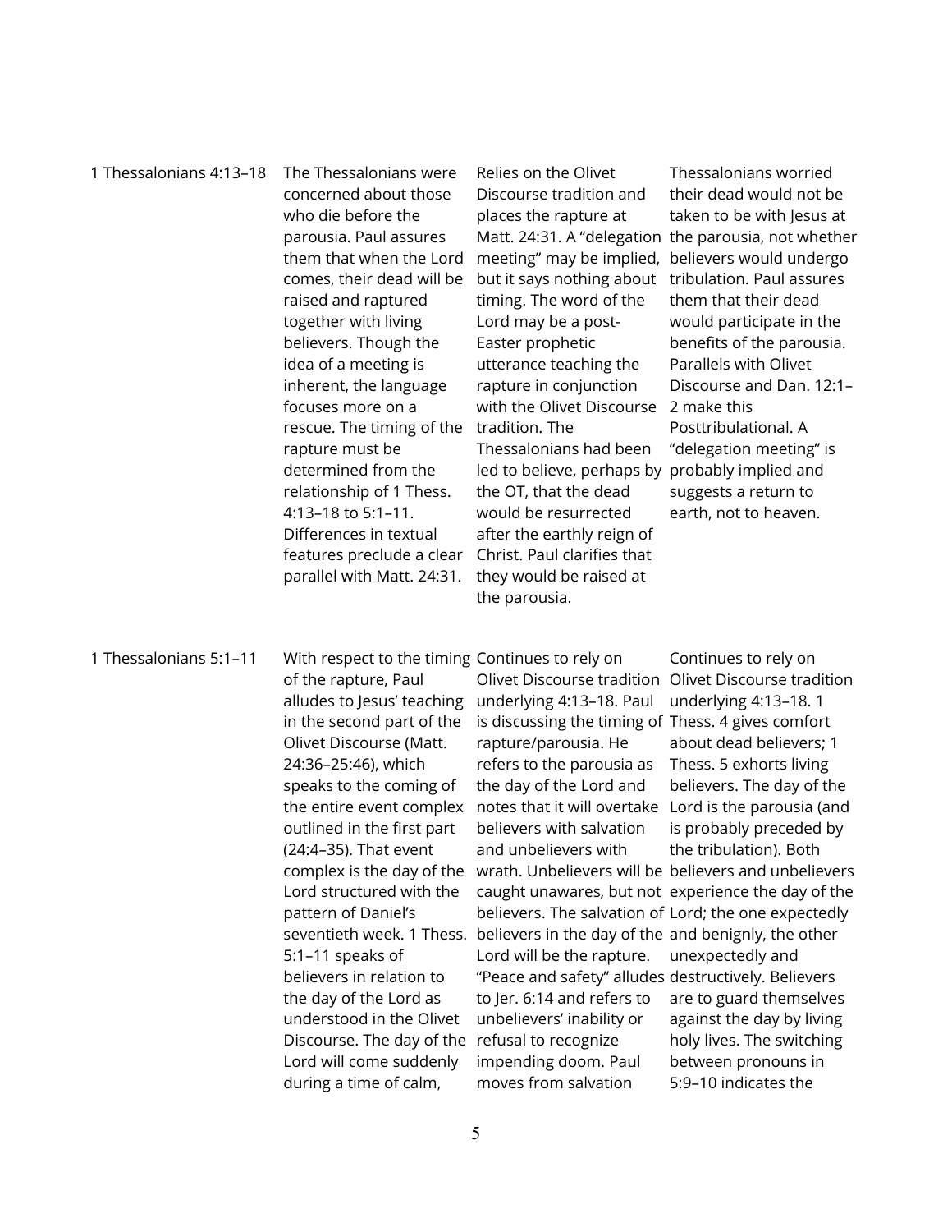| | | | |
|---|---|---|---|
| 1 Thessalonians 4:13–18 | The Thessalonians were concerned about those who die before the parousia. Paul assures them that when the Lord comes, their dead will be raised and raptured together with living believers. Though the idea of a meeting is inherent, the language focuses more on a rescue. The timing of the rapture must be determined from the relationship of 1 Thess. 4:13–18 to 5:1–11. Differences in textual features preclude a clear parallel with Matt. 24:31. | Relies on the Olivet Discourse tradition and places the rapture at Matt. 24:31. A "delegation meeting" may be implied, but it says nothing about timing. The word of the Lord may be a post-Easter prophetic utterance teaching the rapture in conjunction with the Olivet Discourse tradition. The Thessalonians had been led to believe, perhaps by the OT, that the dead would be resurrected after the earthly reign of Christ. Paul clarifies that they would be raised at the parousia. | Thessalonians worried their dead would not be taken to be with Jesus at the parousia, not whether believers would undergo tribulation. Paul assures them that their dead would participate in the benefits of the parousia. Parallels with Olivet Discourse and Dan. 12:1–2 make this Posttribulational. A "delegation meeting" is probably implied and suggests a return to earth, not to heaven. |
| 1 Thessalonians 5:1–11 | With respect to the timing of the rapture, Paul alludes to Jesus' teaching in the second part of the Olivet Discourse (Matt. 24:36–25:46), which speaks to the coming of the entire event complex outlined in the first part (24:4–35). That event complex is the day of the Lord structured with the pattern of Daniel's seventieth week. 1 Thess. 5:1–11 speaks of believers in relation to the day of the Lord as understood in the Olivet Discourse. The day of the Lord will come suddenly during a time of calm, | Continues to rely on Olivet Discourse tradition underlying 4:13–18. Paul is discussing the timing of rapture/parousia. He refers to the parousia as the day of the Lord and notes that it will overtake believers with salvation and unbelievers with wrath. Unbelievers will be caught unawares, but not believers. The salvation of believers in the day of the Lord will be the rapture. "Peace and safety" alludes to Jer. 6:14 and refers to unbelievers' inability or refusal to recognize impending doom. Paul moves from salvation | Continues to rely on Olivet Discourse tradition underlying 4:13–18. 1 Thess. 4 gives comfort about dead believers; 1 Thess. 5 exhorts living believers. The day of the Lord is the parousia (and is probably preceded by the tribulation). Both believers and unbelievers experience the day of the Lord; the one expectedly and benignly, the other unexpectedly and destructively. Believers are to guard themselves against the day by living holy lives. The switching between pronouns in 5:9–10 indicates the |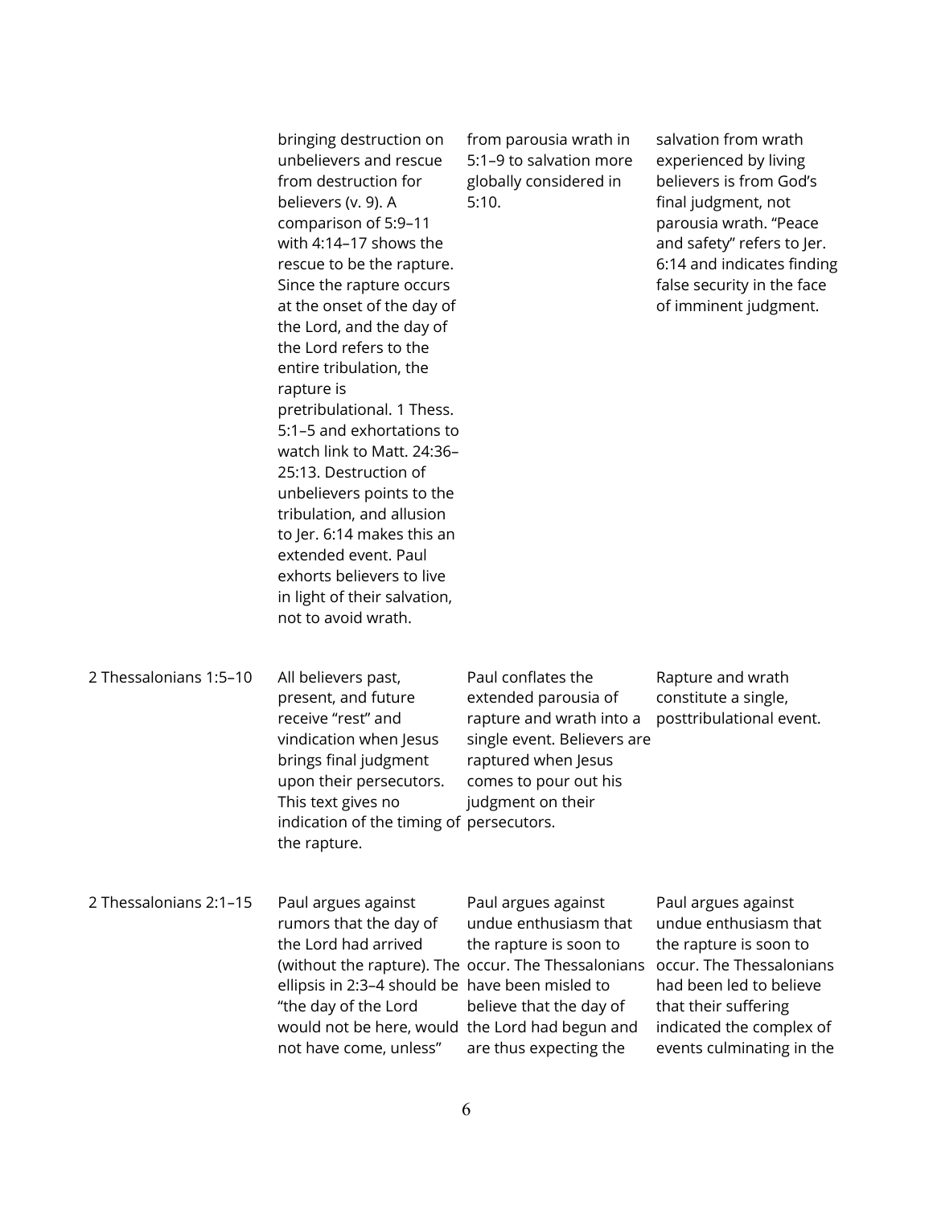| | | | |
|---|---|---|---|
| | bringing destruction on unbelievers and rescue from destruction for believers (v. 9). A comparison of 5:9–11 with 4:14–17 shows the rescue to be the rapture. Since the rapture occurs at the onset of the day of the Lord, and the day of the Lord refers to the entire tribulation, the rapture is pretribulational. 1 Thess. 5:1–5 and exhortations to watch link to Matt. 24:36–25:13. Destruction of unbelievers points to the tribulation, and allusion to Jer. 6:14 makes this an extended event. Paul exhorts believers to live in light of their salvation, not to avoid wrath. | from parousia wrath in 5:1–9 to salvation more globally considered in 5:10. | salvation from wrath experienced by living believers is from God's final judgment, not parousia wrath. "Peace and safety" refers to Jer. 6:14 and indicates finding false security in the face of imminent judgment. |
| 2 Thessalonians 1:5–10 | All believers past, present, and future receive "rest" and vindication when Jesus brings final judgment upon their persecutors. This text gives no indication of the timing of the rapture. | Paul conflates the extended parousia of rapture and wrath into a single event. Believers are raptured when Jesus comes to pour out his judgment on their persecutors. | Rapture and wrath constitute a single, posttribulational event. |
| 2 Thessalonians 2:1–15 | Paul argues against rumors that the day of the Lord had arrived (without the rapture). The ellipsis in 2:3–4 should be "the day of the Lord would not be here, would not have come, unless" | Paul argues against undue enthusiasm that the rapture is soon to occur. The Thessalonians have been misled to believe that the day of the Lord had begun and are thus expecting the | Paul argues against undue enthusiasm that the rapture is soon to occur. The Thessalonians had been led to believe that their suffering indicated the complex of events culminating in the |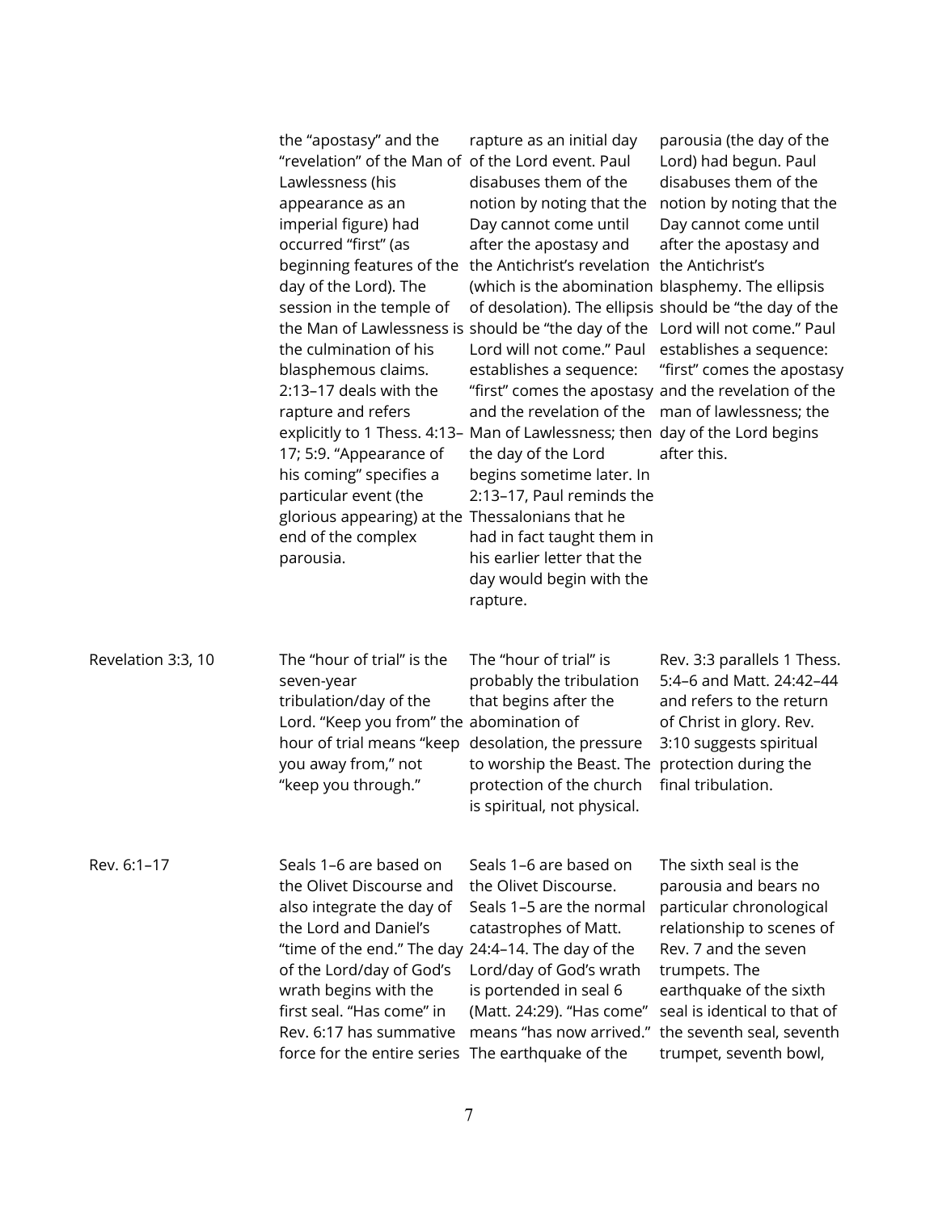| | | | |
|---|---|---|---|
| | the "apostasy" and the "revelation" of the Man of Lawlessness (his appearance as an imperial figure) had occurred "first" (as beginning features of the day of the Lord). The session in the temple of the Man of Lawlessness is the culmination of his blasphemous claims. 2:13–17 deals with the rapture and refers explicitly to 1 Thess. 4:13–17; 5:9. "Appearance of his coming" specifies a particular event (the glorious appearing) at the end of the complex parousia. | rapture as an initial day of the Lord event. Paul disabuses them of the notion by noting that the Day cannot come until after the apostasy and the Antichrist's revelation (which is the abomination of desolation). The ellipsis should be "the day of the Lord will not come." Paul establishes a sequence: "first" comes the apostasy and the revelation of the Man of Lawlessness; then the day of the Lord begins sometime later. In 2:13–17, Paul reminds the Thessalonians that he had in fact taught them in his earlier letter that the day would begin with the rapture. | parousia (the day of the Lord) had begun. Paul disabuses them of the notion by noting that the Day cannot come until after the apostasy and the Antichrist's blasphemy. The ellipsis should be "the day of the Lord will not come." Paul establishes a sequence: "first" comes the apostasy and the revelation of the man of lawlessness; the day of the Lord begins after this. |
| Revelation 3:3, 10 | The "hour of trial" is the seven-year tribulation/day of the Lord. "Keep you from" the hour of trial means "keep you away from," not "keep you through." | The "hour of trial" is probably the tribulation that begins after the abomination of desolation, the pressure to worship the Beast. The protection of the church is spiritual, not physical. | Rev. 3:3 parallels 1 Thess. 5:4–6 and Matt. 24:42–44 and refers to the return of Christ in glory. Rev. 3:10 suggests spiritual protection during the final tribulation. |
| Rev. 6:1–17 | Seals 1–6 are based on the Olivet Discourse and also integrate the day of the Lord and Daniel's "time of the end." The day of the Lord/day of God's wrath begins with the first seal. "Has come" in Rev. 6:17 has summative force for the entire series | Seals 1–6 are based on the Olivet Discourse. Seals 1–5 are the normal catastrophes of Matt. 24:4–14. The day of the Lord/day of God's wrath is portended in seal 6 (Matt. 24:29). "Has come" means "has now arrived." The earthquake of the | The sixth seal is the parousia and bears no particular chronological relationship to scenes of Rev. 7 and the seven trumpets. The earthquake of the sixth seal is identical to that of the seventh seal, seventh trumpet, seventh bowl, |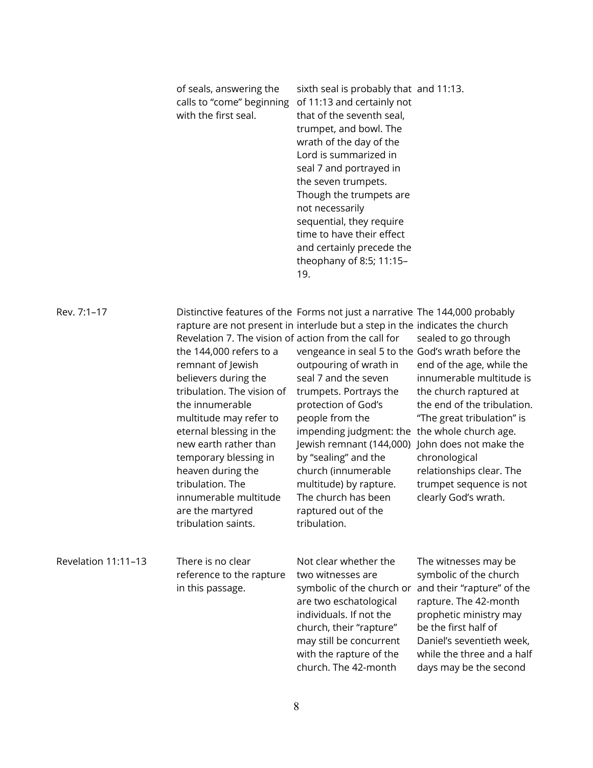| | | | |
|---|---|---|---|
| | of seals, answering the calls to “come” beginning with the first seal. | sixth seal is probably that of 11:13 and certainly not that of the seventh seal, trumpet, and bowl. The wrath of the day of the Lord is summarized in seal 7 and portrayed in the seven trumpets. Though the trumpets are not necessarily sequential, they require time to have their effect and certainly precede the theophany of 8:5; 11:15–19. | and 11:13. |
| Rev. 7:1–17 | Distinctive features of the rapture are not present in Revelation 7. The vision of the 144,000 refers to a remnant of Jewish believers during the tribulation. The vision of the innumerable multitude may refer to eternal blessing in the new earth rather than temporary blessing in heaven during the tribulation. The innumerable multitude are the martyred tribulation saints. | Forms not just a narrative interlude but a step in the action from the call for vengeance in seal 5 to the outpouring of wrath in seal 7 and the seven trumpets. Portrays the protection of God’s people from the impending judgment: the Jewish remnant (144,000) by “sealing” and the church (innumerable multitude) by rapture. The church has been raptured out of the tribulation. | The 144,000 probably indicates the church sealed to go through God’s wrath before the end of the age, while the innumerable multitude is the church raptured at the end of the tribulation. “The great tribulation” is the whole church age. John does not make the chronological relationships clear. The trumpet sequence is not clearly God’s wrath. |
| Revelation 11:11–13 | There is no clear reference to the rapture in this passage. | Not clear whether the two witnesses are symbolic of the church or are two eschatological individuals. If not the church, their “rapture” may still be concurrent with the rapture of the church. The 42-month | The witnesses may be symbolic of the church and their “rapture” of the rapture. The 42-month prophetic ministry may be the first half of Daniel’s seventieth week, while the three and a half days may be the second |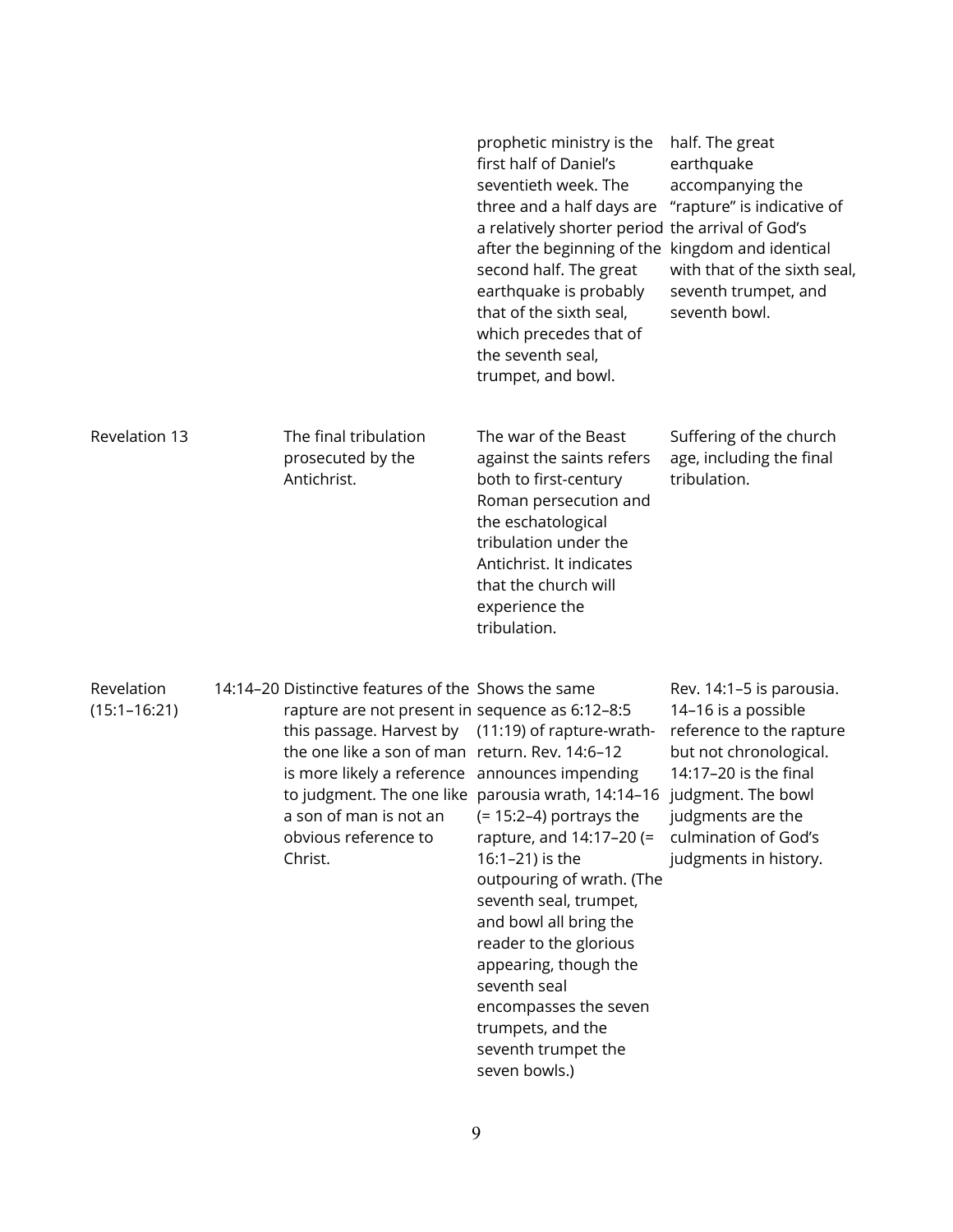| | | | |
|---|---|---|---|
| | | prophetic ministry is the first half of Daniel's seventieth week. The three and a half days are a relatively shorter period after the beginning of the second half. The great earthquake is probably that of the sixth seal, which precedes that of the seventh seal, trumpet, and bowl. | half. The great earthquake accompanying the "rapture" is indicative of the arrival of God's kingdom and identical with that of the sixth seal, seventh trumpet, and seventh bowl. |
| Revelation 13 | The final tribulation prosecuted by the Antichrist. | The war of the Beast against the saints refers both to first-century Roman persecution and the eschatological tribulation under the Antichrist. It indicates that the church will experience the tribulation. | Suffering of the church age, including the final tribulation. |
| Revelation 14:14–20 (15:1–16:21) | Distinctive features of the rapture are not present in this passage. Harvest by the one like a son of man is more likely a reference to judgment. The one like a son of man is not an obvious reference to Christ. | Shows the same sequence as 6:12–8:5 (11:19) of rapture-wrath-return. Rev. 14:6–12 announces impending parousia wrath, 14:14–16 (= 15:2–4) portrays the rapture, and 14:17–20 (= 16:1–21) is the outpouring of wrath. (The seventh seal, trumpet, and bowl all bring the reader to the glorious appearing, though the seventh seal encompasses the seven trumpets, and the seventh trumpet the seven bowls.) | Rev. 14:1–5 is parousia. 14–16 is a possible reference to the rapture but not chronological. 14:17–20 is the final judgment. The bowl judgments are the culmination of God's judgments in history. |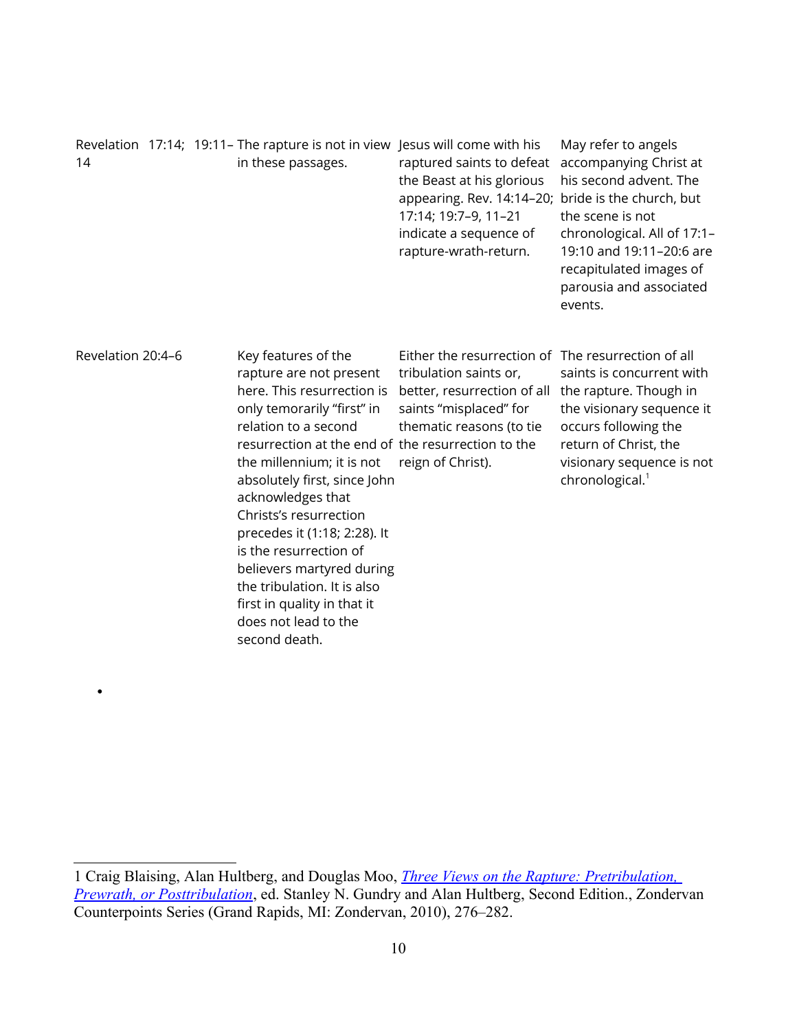| | | | |
|---|---|---|---|
| Revelation 17:14; 19:11–14 | The rapture is not in view in these passages. | Jesus will come with his raptured saints to defeat the Beast at his glorious appearing. Rev. 14:14–20; 17:14; 19:7–9, 11–21 indicate a sequence of rapture-wrath-return. | May refer to angels accompanying Christ at his second advent. The bride is the church, but the scene is not chronological. All of 17:1–19:10 and 19:11–20:6 are recapitulated images of parousia and associated events. |
| Revelation 20:4–6 | Key features of the rapture are not present here. This resurrection is only temorarily "first" in relation to a second resurrection at the end of the millennium; it is not absolutely first, since John acknowledges that Christs's resurrection precedes it (1:18; 2:28). It is the resurrection of believers martyred during the tribulation. It is also first in quality in that it does not lead to the second death. | Either the resurrection of tribulation saints or, better, resurrection of all saints "misplaced" for thematic reasons (to tie the resurrection to the reign of Christ). | The resurrection of all saints is concurrent with the rapture. Though in the visionary sequence it occurs following the return of Christ, the visionary sequence is not chronological.[1] |

•

1 Craig Blaising, Alan Hultberg, and Douglas Moo, *Three Views on the Rapture: Pretribulation, Prewrath, or Posttribulation*, ed. Stanley N. Gundry and Alan Hultberg, Second Edition., Zondervan Counterpoints Series (Grand Rapids, MI: Zondervan, 2010), 276–282.